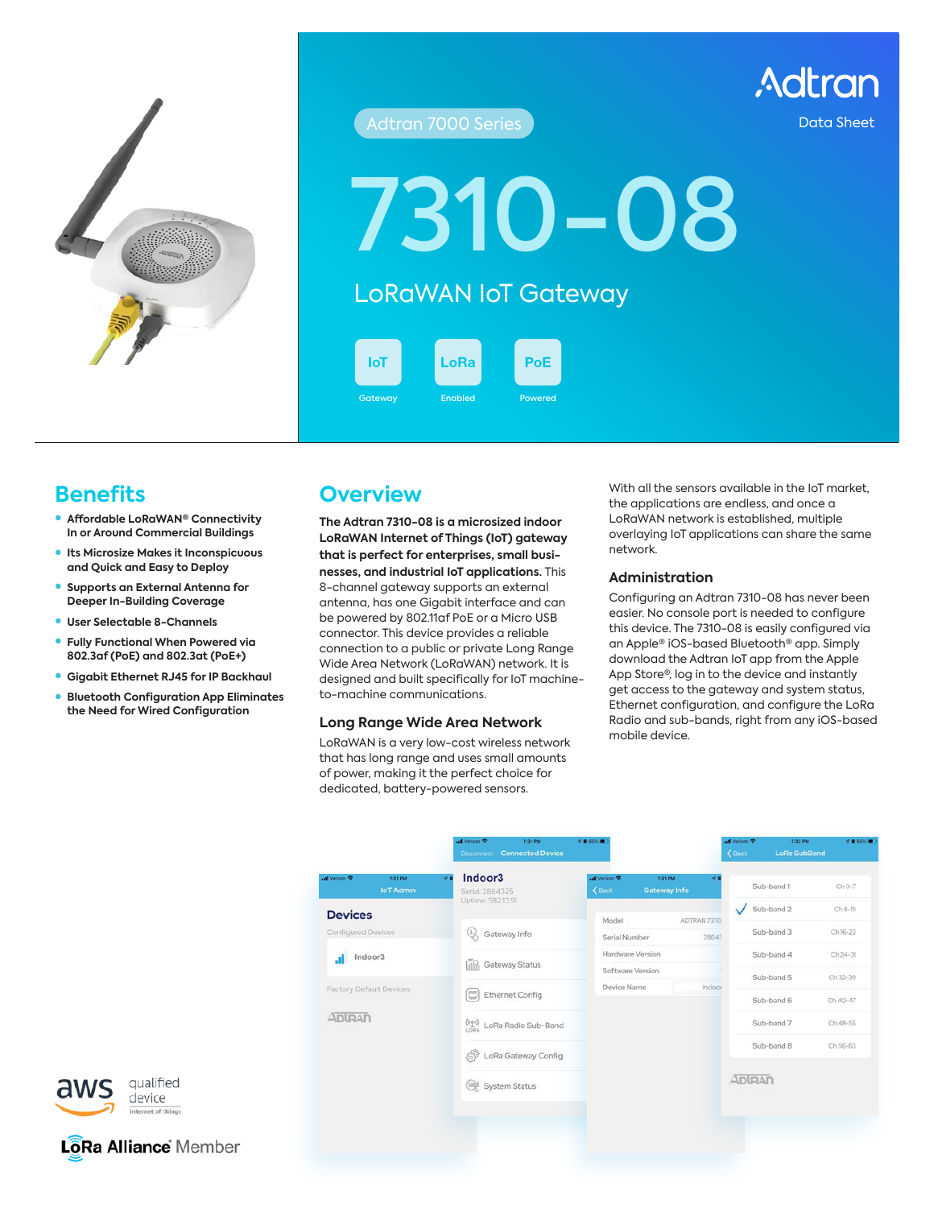Adtran 7000 Series

Adtran

Data Sheet

# 7310-08

## LoRaWAN IoT Gateway

IoT Gateway

LoRa Enabled

PoE Powered

## Benefits

- Affordable LoRaWAN® Connectivity In or Around Commercial Buildings
- Its Microsize Makes it Inconspicuous and Quick and Easy to Deploy
- Supports an External Antenna for Deeper In-Building Coverage
- User Selectable 8-Channels
- Fully Functional When Powered via 802.3af (PoE) and 802.3at (PoE+)
- Gigabit Ethernet RJ45 for IP Backhaul
- Bluetooth Configuration App Eliminates the Need for Wired Configuration

## Overview

**The Adtran 7310-08 is a microsized indoor LoRaWAN Internet of Things (IoT) gateway that is perfect for enterprises, small businesses, and industrial IoT applications.** This 8-channel gateway supports an external antenna, has one Gigabit interface and can be powered by 802.11af PoE or a Micro USB connector. This device provides a reliable connection to a public or private Long Range Wide Area Network (LoRaWAN) network. It is designed and built specifically for IoT machine-to-machine communications.

### Long Range Wide Area Network

LoRaWAN is a very low-cost wireless network that has long range and uses small amounts of power, making it the perfect choice for dedicated, battery-powered sensors.

With all the sensors available in the IoT market, the applications are endless, and once a LoRaWAN network is established, multiple overlaying IoT applications can share the same network.

### Administration

Configuring an Adtran 7310-08 has never been easier. No console port is needed to configure this device. The 7310-08 is easily configured via an Apple® iOS-based Bluetooth® app. Simply download the Adtran IoT app from the Apple App Store®, log in to the device and instantly get access to the gateway and system status, Ethernet configuration, and configure the LoRa Radio and sub-bands, right from any iOS-based mobile device.

aws qualified device Internet of things

LoRa Alliance® Member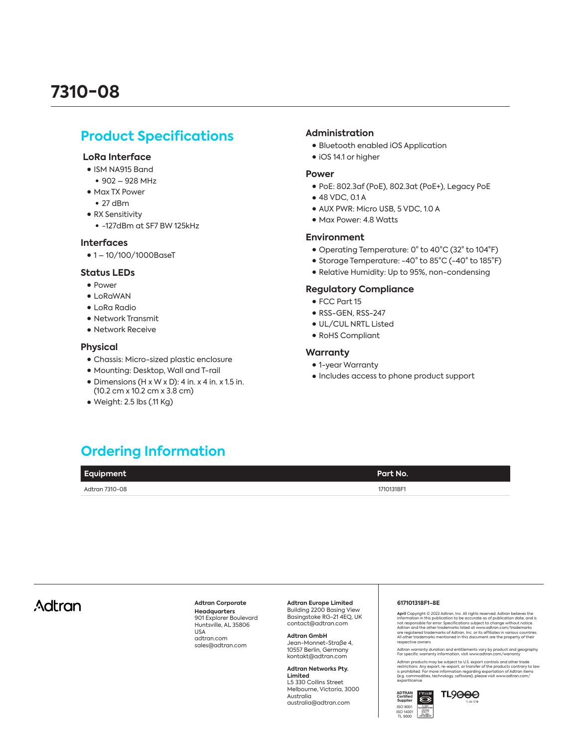# 7310-08

## Product Specifications

### LoRa Interface

- ISM NA915 Band
  - 902 – 928 MHz
- Max TX Power
  - 27 dBm
- RX Sensitivity
  - -127dBm at SF7 BW 125kHz

### Interfaces

- 1 – 10/100/1000BaseT

### Status LEDs

- Power
- LoRaWAN
- LoRa Radio
- Network Transmit
- Network Receive

### Physical

- Chassis: Micro-sized plastic enclosure
- Mounting: Desktop, Wall and T-rail
- Dimensions (H x W x D): 4 in. x 4 in. x 1.5 in. (10.2 cm x 10.2 cm x 3.8 cm)
- Weight: 2.5 lbs (.11 Kg)

### Administration

- Bluetooth enabled iOS Application
- iOS 14.1 or higher

### Power

- PoE: 802.3af (PoE), 802.3at (PoE+), Legacy PoE
- 48 VDC, 0.1 A
- AUX PWR: Micro USB, 5 VDC, 1.0 A
- Max Power: 4.8 Watts

### Environment

- Operating Temperature: 0° to 40°C (32° to 104°F)
- Storage Temperature: -40° to 85°C (-40° to 185°F)
- Relative Humidity: Up to 95%, non-condensing

### Regulatory Compliance

- FCC Part 15
- RSS-GEN, RSS-247
- UL/CUL NRTL Listed
- RoHS Compliant

### Warranty

- 1-year Warranty
- Includes access to phone product support

## Ordering Information

| Equipment | Part No. |
|---|---|
| Adtran 7310-08 | 17101318F1 |

Adtran

**Adtran Corporate Headquarters**
901 Explorer Boulevard
Huntsville, AL 35806
USA
adtran.com
sales@adtran.com

**Adtran Europe Limited**
Building 2200 Basing View
Basingstoke RG-21 4EQ, UK
contact@adtran.com

**Adtran GmbH**
Jean-Monnet-Straße 4,
10557 Berlin, Germany
kontakt@adtran.com

**Adtran Networks Pty. Limited**
L5 330 Collins Street
Melbourne, Victoria, 3000
Australia
australia@adtran.com

**617101318F1-8E**

**April** Copyright © 2022 Adtran, Inc. All rights reserved. Adtran believes the information in this publication to be accurate as of publication date, and is not responsible for error. Specifications subject to change without notice. Adtran and the other trademarks listed at www.adtran.com/trademarks are registered trademarks of Adtran, Inc. or its affiliates in various countries. All other trademarks mentioned in this document are the property of their respective owners.

Adtran warranty duration and entitlements vary by product and geography. For specific warranty information, visit www.adtran.com/warranty

Adtran products may be subject to U.S. export controls and other trade restrictions. Any export, re-export, or transfer of the products contrary to law is prohibited. For more information regarding exportation of Adtran items (e.g. commodities, technology, software), please visit www.adtran.com/exportlicense.

ADTRAN Certified Supplier
ISO 9001
ISO 14001
TL 9000